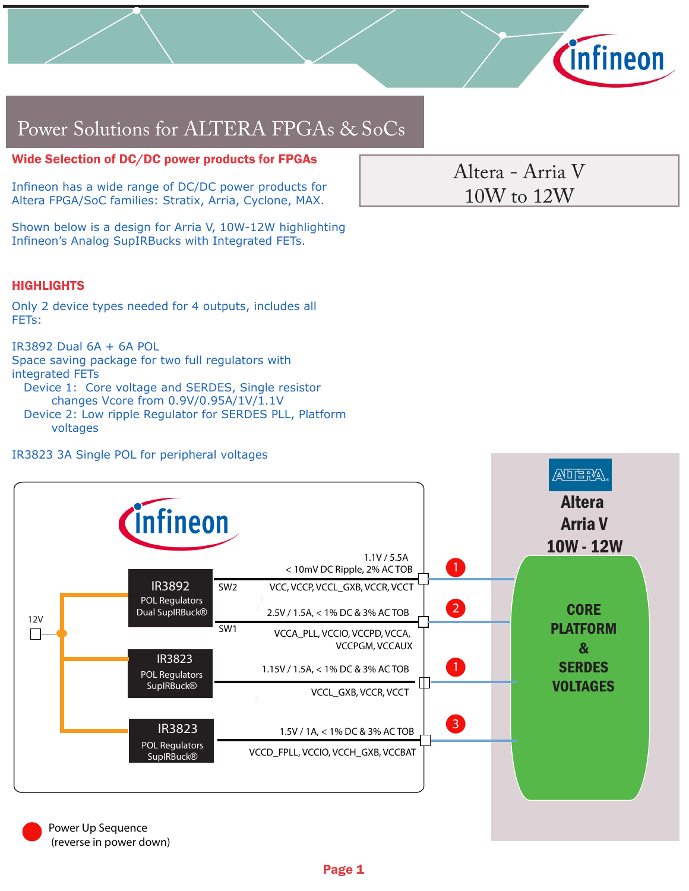# Power Solutions for ALTERA FPGAs & SoCs

## Altera - Arria V
## 10W to 12W

**Wide Selection of DC/DC power products for FPGAs**

Infineon has a wide range of DC/DC power products for Altera FPGA/SoC families: Stratix, Arria, Cyclone, MAX.

Shown below is a design for Arria V, 10W-12W highlighting Infineon's Analog SupIRBucks with Integrated FETs.

**HIGHLIGHTS**

Only 2 device types needed for 4 outputs, includes all FETs:

IR3892 Dual 6A + 6A POL
Space saving package for two full regulators with integrated FETs

- Device 1: Core voltage and SERDES, Single resistor changes Vcore from 0.9V/0.95A/1V/1.1V
- Device 2: Low ripple Regulator for SERDES PLL, Platform voltages

IR3823 3A Single POL for peripheral voltages

Infineon

12V

IR3892 POL Regulators Dual SupIRBuck®

- SW2: 1.1V / 5.5A, < 10mV DC Ripple, 2% AC TOB — VCC, VCCP, VCCL_GXB, VCCR, VCCT — Power up sequence 1
- SW1: 2.5V / 1.5A, < 1% DC & 3% AC TOB — VCCA_PLL, VCCIO, VCCPD, VCCA, VCCPGM, VCCAUX — Power up sequence 2

IR3823 POL Regulators SupIRBuck®

- 1.15V / 1.5A, < 1% DC & 3% AC TOB — VCCL_GXB, VCCR, VCCT — Power up sequence 1

IR3823 POL Regulators SupIRBuck®

- 1.5V / 1A, < 1% DC & 3% AC TOB — VCCD_FPLL, VCCIO, VCCH_GXB, VCCBAT — Power up sequence 3

ALTERA
Altera Arria V 10W - 12W

CORE PLATFORM & SERDES VOLTAGES

Power Up Sequence (reverse in power down)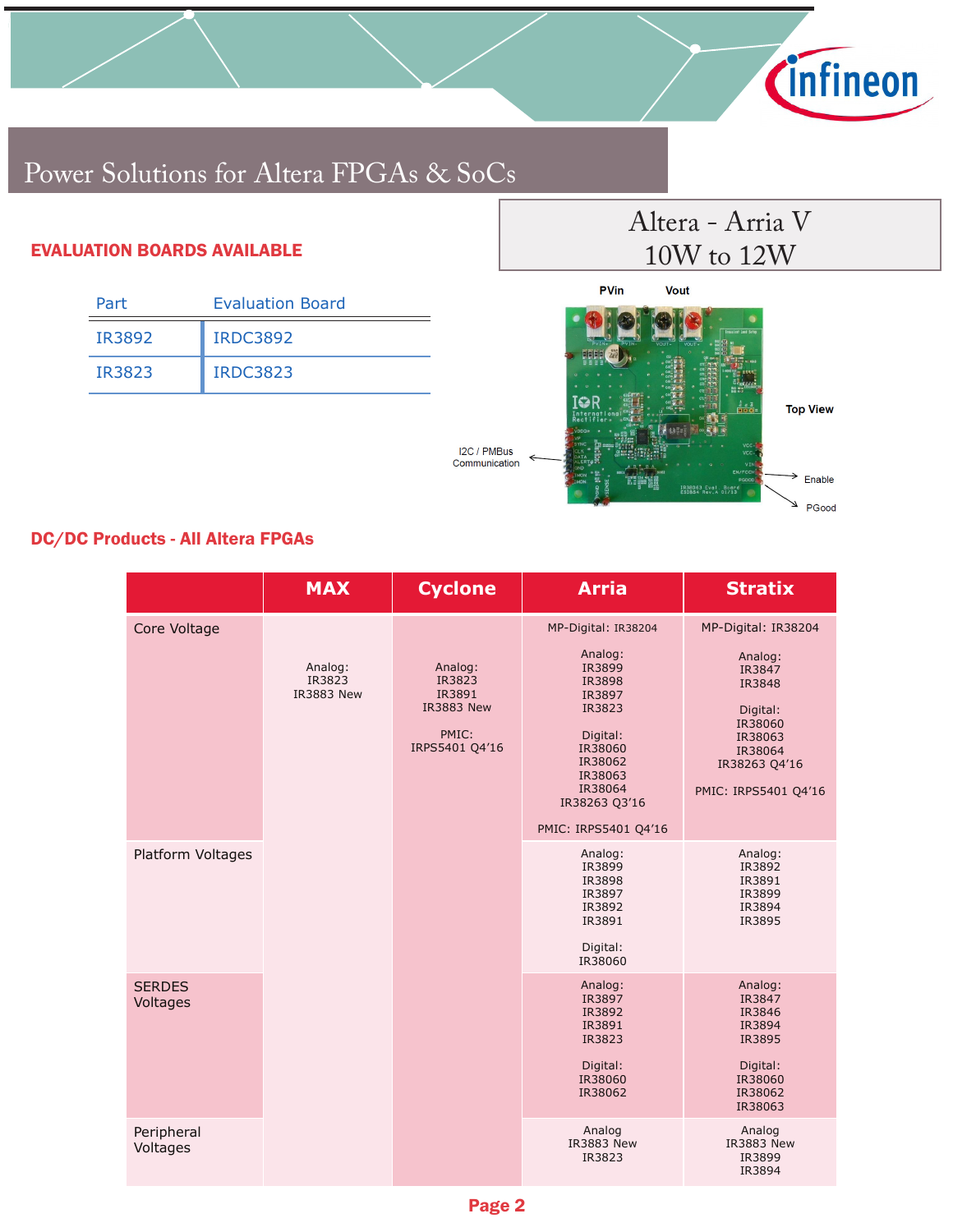# Power Solutions for Altera FPGAs & SoCs

## EVALUATION BOARDS AVAILABLE

| Part | Evaluation Board |
|---|---|
| IR3892 | IRDC3892 |
| IR3823 | IRDC3823 |

## Altera - Arria V 10W to 12W

PVin
Vout
Top View
I2C / PMBus Communication
Enable
PGood

## DC/DC Products - All Altera FPGAs

| | MAX | Cyclone | Arria | Stratix |
|---|---|---|---|---|
| Core Voltage | Analog: IR3823 IR3883 New | Analog: IR3823 IR3891 IR3883 New<br><br>PMIC: IRPS5401 Q4'16 | MP-Digital: IR38204<br><br>Analog: IR3899 IR3898 IR3897 IR3823<br><br>Digital: IR38060 IR38062 IR38063 IR38064 IR38263 Q3'16<br><br>PMIC: IRPS5401 Q4'16 | MP-Digital: IR38204<br><br>Analog: IR3847 IR3848<br><br>Digital: IR38060 IR38063 IR38064 IR38263 Q4'16<br><br>PMIC: IRPS5401 Q4'16 |
| Platform Voltages | | | Analog: IR3899 IR3898 IR3897 IR3892 IR3891<br><br>Digital: IR38060 | Analog: IR3892 IR3891 IR3899 IR3894 IR3895 |
| SERDES Voltages | | | Analog: IR3897 IR3892 IR3891 IR3823<br><br>Digital: IR38060 IR38062 | Analog: IR3847 IR3846 IR3894 IR3895<br><br>Digital: IR38060 IR38062 IR38063 |
| Peripheral Voltages | | | Analog IR3883 New IR3823 | Analog IR3883 New IR3899 IR3894 |